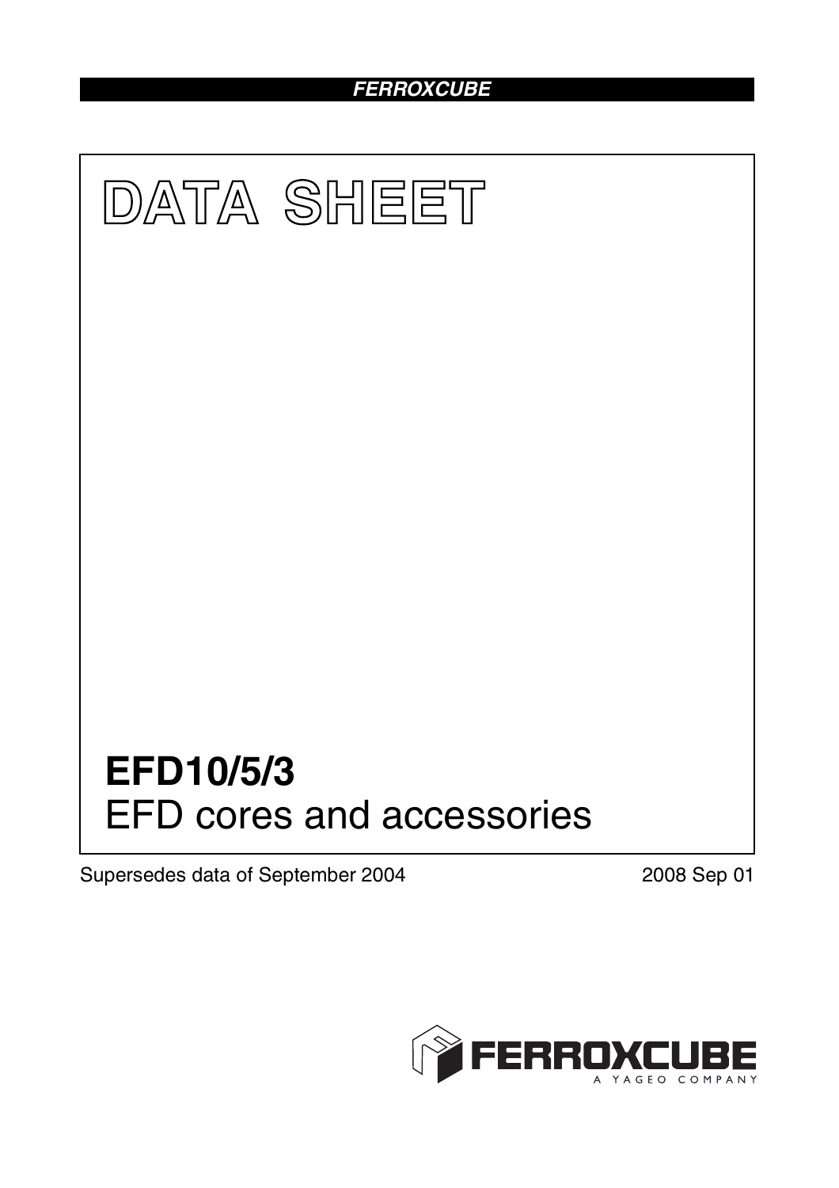FERROXCUBE

# DATA SHEET

# EFD10/5/3

## EFD cores and accessories

Supersedes data of September 2004

2008 Sep 01

FERROXCUBE
A YAGEO COMPANY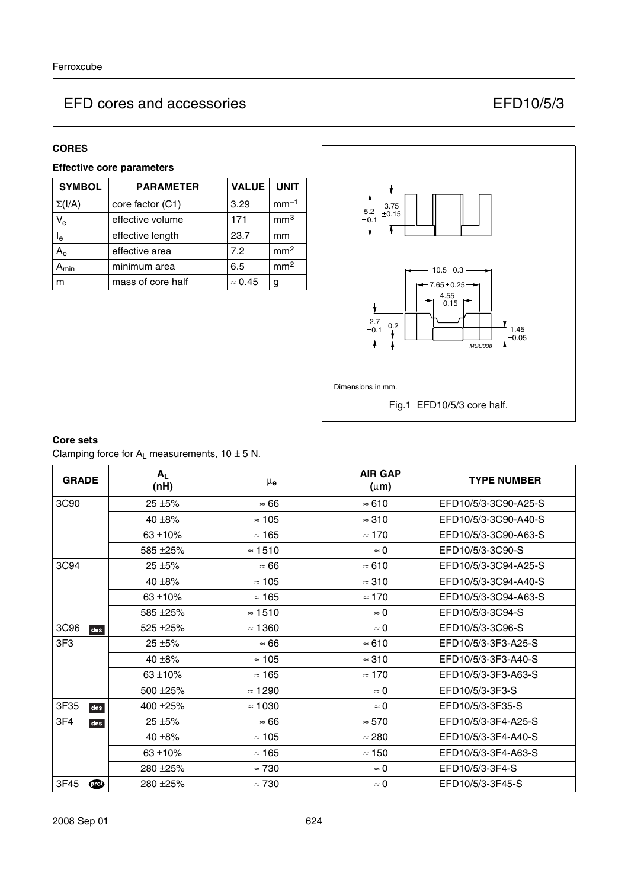# EFD cores and accessories — EFD10/5/3

## CORES

### Effective core parameters

| SYMBOL | PARAMETER | VALUE | UNIT |
|---|---|---|---|
| $\Sigma(I/A)$ | core factor (C1) | 3.29 | $mm^{-1}$ |
| $V_e$ | effective volume | 171 | $mm^3$ |
| $l_e$ | effective length | 23.7 | mm |
| $A_e$ | effective area | 7.2 | $mm^2$ |
| $A_{min}$ | minimum area | 6.5 | $mm^2$ |
| m | mass of core half | ≈ 0.45 | g |

Dimensions in mm.

Fig.1 EFD10/5/3 core half.

### Core sets

Clamping force for $A_L$ measurements, 10 ± 5 N.

| GRADE | $A_L$ (nH) | $\mu_e$ | AIR GAP ($\mu$m) | TYPE NUMBER |
|---|---|---|---|---|
| 3C90 | 25 ±5% | ≈ 66 | ≈ 610 | EFD10/5/3-3C90-A25-S |
| | 40 ±8% | ≈ 105 | ≈ 310 | EFD10/5/3-3C90-A40-S |
| | 63 ±10% | ≈ 165 | ≈ 170 | EFD10/5/3-3C90-A63-S |
| | 585 ±25% | ≈ 1510 | ≈ 0 | EFD10/5/3-3C90-S |
| 3C94 | 25 ±5% | ≈ 66 | ≈ 610 | EFD10/5/3-3C94-A25-S |
| | 40 ±8% | ≈ 105 | ≈ 310 | EFD10/5/3-3C94-A40-S |
| | 63 ±10% | ≈ 165 | ≈ 170 | EFD10/5/3-3C94-A63-S |
| | 585 ±25% | ≈ 1510 | ≈ 0 | EFD10/5/3-3C94-S |
| 3C96 des | 525 ±25% | ≈ 1360 | ≈ 0 | EFD10/5/3-3C96-S |
| 3F3 | 25 ±5% | ≈ 66 | ≈ 610 | EFD10/5/3-3F3-A25-S |
| | 40 ±8% | ≈ 105 | ≈ 310 | EFD10/5/3-3F3-A40-S |
| | 63 ±10% | ≈ 165 | ≈ 170 | EFD10/5/3-3F3-A63-S |
| | 500 ±25% | ≈ 1290 | ≈ 0 | EFD10/5/3-3F3-S |
| 3F35 des | 400 ±25% | ≈ 1030 | ≈ 0 | EFD10/5/3-3F35-S |
| 3F4 des | 25 ±5% | ≈ 66 | ≈ 570 | EFD10/5/3-3F4-A25-S |
| | 40 ±8% | ≈ 105 | ≈ 280 | EFD10/5/3-3F4-A40-S |
| | 63 ±10% | ≈ 165 | ≈ 150 | EFD10/5/3-3F4-A63-S |
| | 280 ±25% | ≈ 730 | ≈ 0 | EFD10/5/3-3F4-S |
| 3F45 prot | 280 ±25% | ≈ 730 | ≈ 0 | EFD10/5/3-3F45-S |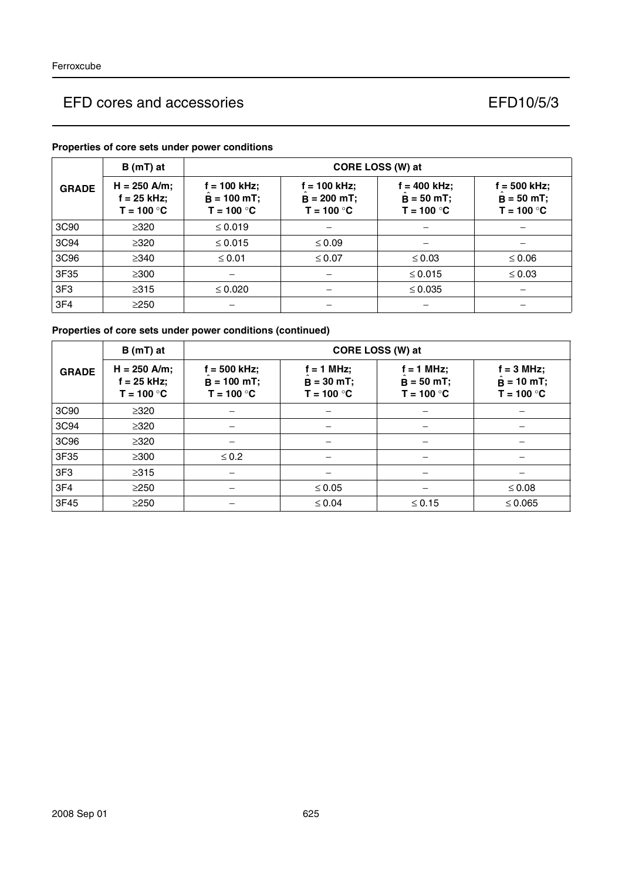## EFD cores and accessories — EFD10/5/3

### Properties of core sets under power conditions

| GRADE | B (mT) at | CORE LOSS (W) at | | | |
|---|---|---|---|---|---|
| | H = 250 A/m; f = 25 kHz; T = 100 °C | f = 100 kHz; $\hat{B}$ = 100 mT; T = 100 °C | f = 100 kHz; $\hat{B}$ = 200 mT; T = 100 °C | f = 400 kHz; $\hat{B}$ = 50 mT; T = 100 °C | f = 500 kHz; $\hat{B}$ = 50 mT; T = 100 °C |
| 3C90 | ≥320 | ≤ 0.019 | − | − | − |
| 3C94 | ≥320 | ≤ 0.015 | ≤ 0.09 | − | − |
| 3C96 | ≥340 | ≤ 0.01 | ≤ 0.07 | ≤ 0.03 | ≤ 0.06 |
| 3F35 | ≥300 | − | − | ≤ 0.015 | ≤ 0.03 |
| 3F3 | ≥315 | ≤ 0.020 | − | ≤ 0.035 | − |
| 3F4 | ≥250 | − | − | − | − |

### Properties of core sets under power conditions (continued)

| GRADE | B (mT) at | CORE LOSS (W) at | | | |
|---|---|---|---|---|---|
| | H = 250 A/m; f = 25 kHz; T = 100 °C | f = 500 kHz; $\hat{B}$ = 100 mT; T = 100 °C | f = 1 MHz; $\hat{B}$ = 30 mT; T = 100 °C | f = 1 MHz; $\hat{B}$ = 50 mT; T = 100 °C | f = 3 MHz; $\hat{B}$ = 10 mT; T = 100 °C |
| 3C90 | ≥320 | − | − | − | − |
| 3C94 | ≥320 | − | − | − | − |
| 3C96 | ≥320 | − | − | − | − |
| 3F35 | ≥300 | ≤ 0.2 | − | − | − |
| 3F3 | ≥315 | − | − | − | − |
| 3F4 | ≥250 | − | ≤ 0.05 | − | ≤ 0.08 |
| 3F45 | ≥250 | − | ≤ 0.04 | ≤ 0.15 | ≤ 0.065 |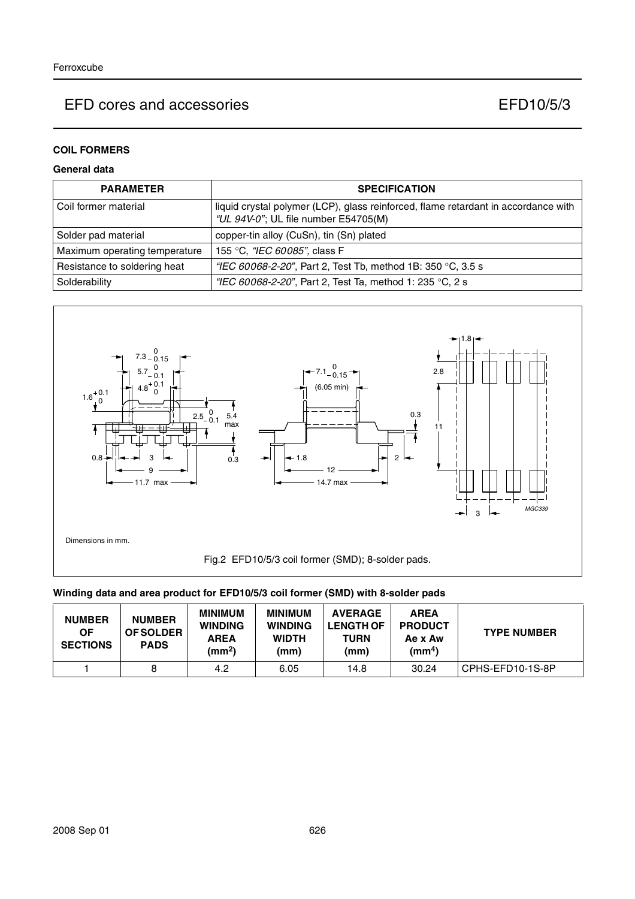## COIL FORMERS

### General data

| PARAMETER | SPECIFICATION |
|---|---|
| Coil former material | liquid crystal polymer (LCP), glass reinforced, flame retardant in accordance with *"UL 94V-0"*; UL file number E54705(M) |
| Solder pad material | copper-tin alloy (CuSn), tin (Sn) plated |
| Maximum operating temperature | 155 °C, *"IEC 60085"*, class F |
| Resistance to soldering heat | *"IEC 60068-2-20"*, Part 2, Test Tb, method 1B: 350 °C, 3.5 s |
| Solderability | *"IEC 60068-2-20"*, Part 2, Test Ta, method 1: 235 °C, 2 s |

Dimensions in mm.

Fig.2 EFD10/5/3 coil former (SMD); 8-solder pads.

### Winding data and area product for EFD10/5/3 coil former (SMD) with 8-solder pads

| NUMBER OF SECTIONS | NUMBER OF SOLDER PADS | MINIMUM WINDING AREA ($mm^2$) | MINIMUM WINDING WIDTH (mm) | AVERAGE LENGTH OF TURN (mm) | AREA PRODUCT Ae x Aw ($mm^4$) | TYPE NUMBER |
|---|---|---|---|---|---|---|
| 1 | 8 | 4.2 | 6.05 | 14.8 | 30.24 | CPHS-EFD10-1S-8P |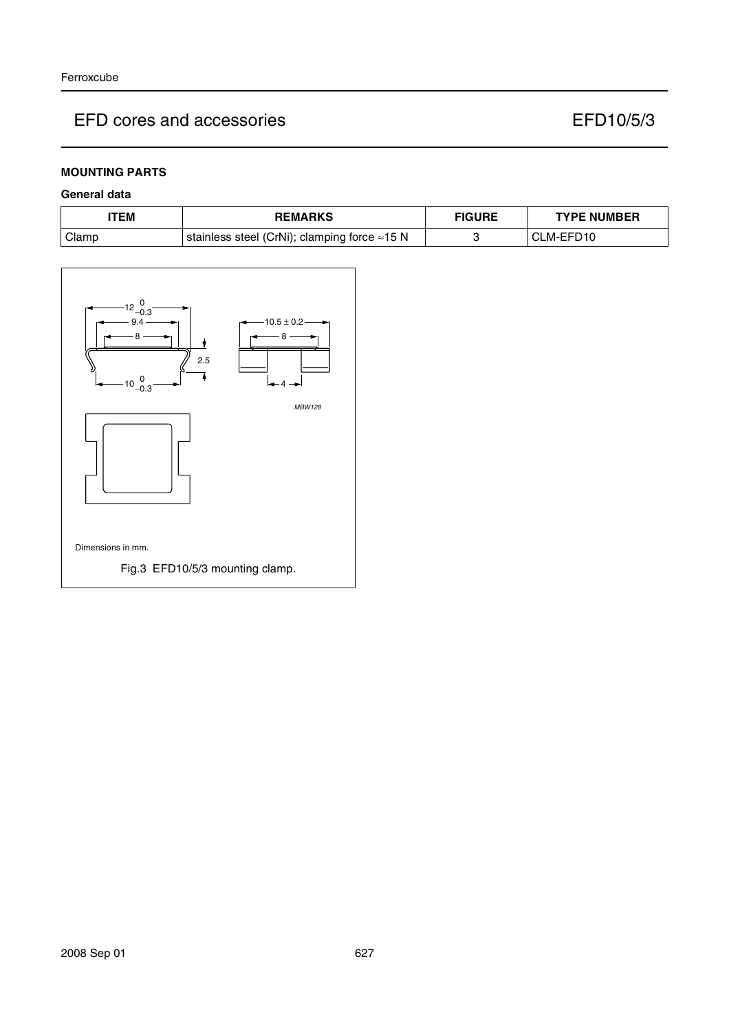## MOUNTING PARTS

### General data

| ITEM | REMARKS | FIGURE | TYPE NUMBER |
| --- | --- | --- | --- |
| Clamp | stainless steel (CrNi); clamping force ≈15 N | 3 | CLM-EFD10 |

Dimensions in mm.

Fig.3 EFD10/5/3 mounting clamp.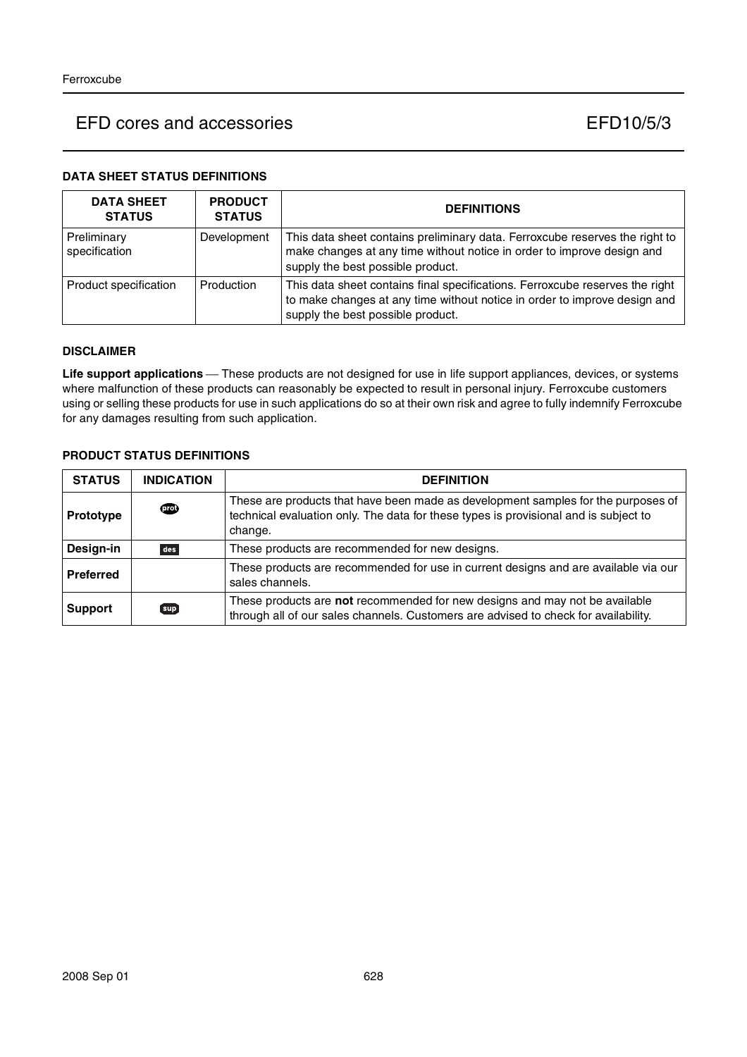## DATA SHEET STATUS DEFINITIONS

| DATA SHEET STATUS | PRODUCT STATUS | DEFINITIONS |
|---|---|---|
| Preliminary specification | Development | This data sheet contains preliminary data. Ferroxcube reserves the right to make changes at any time without notice in order to improve design and supply the best possible product. |
| Product specification | Production | This data sheet contains final specifications. Ferroxcube reserves the right to make changes at any time without notice in order to improve design and supply the best possible product. |

## DISCLAIMER

**Life support applications** — These products are not designed for use in life support appliances, devices, or systems where malfunction of these products can reasonably be expected to result in personal injury. Ferroxcube customers using or selling these products for use in such applications do so at their own risk and agree to fully indemnify Ferroxcube for any damages resulting from such application.

## PRODUCT STATUS DEFINITIONS

| STATUS | INDICATION | DEFINITION |
|---|---|---|
| **Prototype** | prot | These are products that have been made as development samples for the purposes of technical evaluation only. The data for these types is provisional and is subject to change. |
| **Design-in** | des | These products are recommended for new designs. |
| **Preferred** | | These products are recommended for use in current designs and are available via our sales channels. |
| **Support** | sup | These products are **not** recommended for new designs and may not be available through all of our sales channels. Customers are advised to check for availability. |